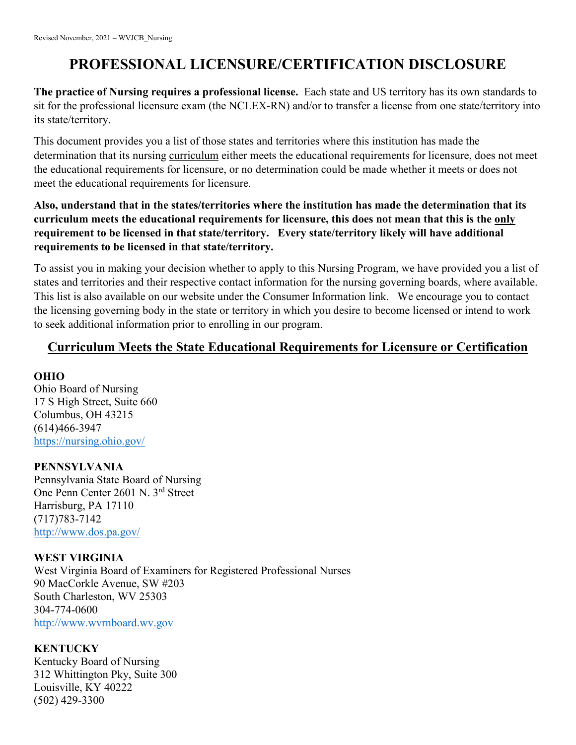# PROFESSIONAL LICENSURE/CERTIFICATION DISCLOSURE

**The practice of Nursing requires a professional license.** Each state and US territory has its own standards to sit for the professional licensure exam (the NCLEX-RN) and/or to transfer a license from one state/territory into its state/territory.

This document provides you a list of those states and territories where this institution has made the determination that its nursing curriculum either meets the educational requirements for licensure, does not meet the educational requirements for licensure, or no determination could be made whether it meets or does not meet the educational requirements for licensure.

**Also, understand that in the states/territories where the institution has made the determination that its curriculum meets the educational requirements for licensure, this does not mean that this is the only requirement to be licensed in that state/territory. Every state/territory likely will have additional requirements to be licensed in that state/territory.**

To assist you in making your decision whether to apply to this Nursing Program, we have provided you a list of states and territories and their respective contact information for the nursing governing boards, where available. This list is also available on our website under the Consumer Information link. We encourage you to contact the licensing governing body in the state or territory in which you desire to become licensed or intend to work to seek additional information prior to enrolling in our program.

## Curriculum Meets the State Educational Requirements for Licensure or Certification

**OHIO**
Ohio Board of Nursing
17 S High Street, Suite 660
Columbus, OH 43215
(614)466-3947
https://nursing.ohio.gov/

**PENNSYLVANIA**
Pennsylvania State Board of Nursing
One Penn Center 2601 N. 3rd Street
Harrisburg, PA 17110
(717)783-7142
http://www.dos.pa.gov/

**WEST VIRGINIA**
West Virginia Board of Examiners for Registered Professional Nurses
90 MacCorkle Avenue, SW #203
South Charleston, WV 25303
304-774-0600
http://www.wvrnboard.wv.gov

**KENTUCKY**
Kentucky Board of Nursing
312 Whittington Pky, Suite 300
Louisville, KY 40222
(502) 429-3300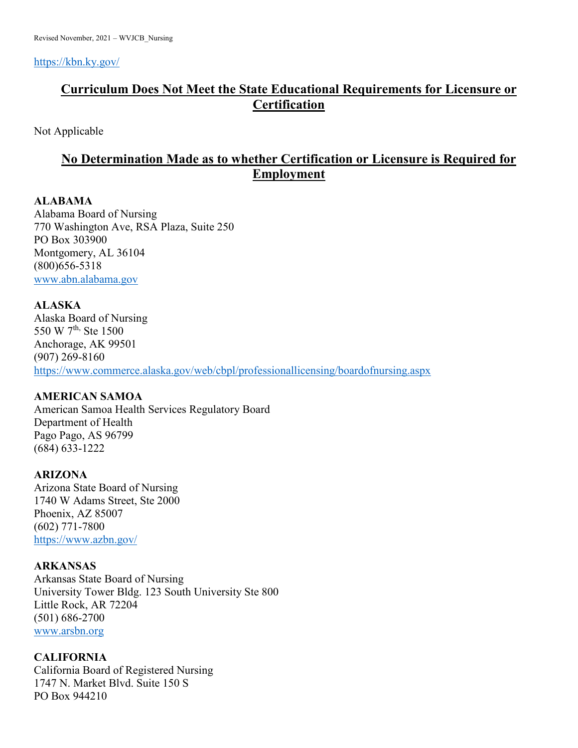https://kbn.ky.gov/

## Curriculum Does Not Meet the State Educational Requirements for Licensure or Certification

Not Applicable

## No Determination Made as to whether Certification or Licensure is Required for Employment

**ALABAMA**
Alabama Board of Nursing
770 Washington Ave, RSA Plaza, Suite 250
PO Box 303900
Montgomery, AL 36104
(800)656-5318
www.abn.alabama.gov

**ALASKA**
Alaska Board of Nursing
550 W 7th, Ste 1500
Anchorage, AK 99501
(907) 269-8160
https://www.commerce.alaska.gov/web/cbpl/professionallicensing/boardofnursing.aspx

**AMERICAN SAMOA**
American Samoa Health Services Regulatory Board
Department of Health
Pago Pago, AS 96799
(684) 633-1222

**ARIZONA**
Arizona State Board of Nursing
1740 W Adams Street, Ste 2000
Phoenix, AZ 85007
(602) 771-7800
https://www.azbn.gov/

**ARKANSAS**
Arkansas State Board of Nursing
University Tower Bldg. 123 South University Ste 800
Little Rock, AR 72204
(501) 686-2700
www.arsbn.org

**CALIFORNIA**
California Board of Registered Nursing
1747 N. Market Blvd. Suite 150 S
PO Box 944210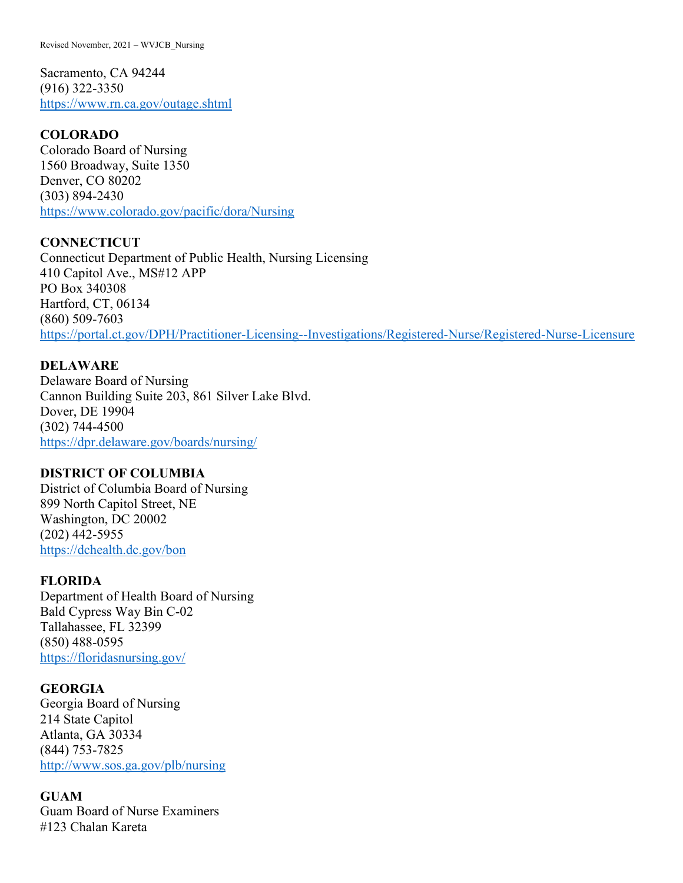Sacramento, CA 94244
(916) 322-3350
https://www.rn.ca.gov/outage.shtml

**COLORADO**
Colorado Board of Nursing
1560 Broadway, Suite 1350
Denver, CO 80202
(303) 894-2430
https://www.colorado.gov/pacific/dora/Nursing

**CONNECTICUT**
Connecticut Department of Public Health, Nursing Licensing
410 Capitol Ave., MS#12 APP
PO Box 340308
Hartford, CT, 06134
(860) 509-7603
https://portal.ct.gov/DPH/Practitioner-Licensing--Investigations/Registered-Nurse/Registered-Nurse-Licensure

**DELAWARE**
Delaware Board of Nursing
Cannon Building Suite 203, 861 Silver Lake Blvd.
Dover, DE 19904
(302) 744-4500
https://dpr.delaware.gov/boards/nursing/

**DISTRICT OF COLUMBIA**
District of Columbia Board of Nursing
899 North Capitol Street, NE
Washington, DC 20002
(202) 442-5955
https://dchealth.dc.gov/bon

**FLORIDA**
Department of Health Board of Nursing
Bald Cypress Way Bin C-02
Tallahassee, FL 32399
(850) 488-0595
https://floridasnursing.gov/

**GEORGIA**
Georgia Board of Nursing
214 State Capitol
Atlanta, GA 30334
(844) 753-7825
http://www.sos.ga.gov/plb/nursing

**GUAM**
Guam Board of Nurse Examiners
#123 Chalan Kareta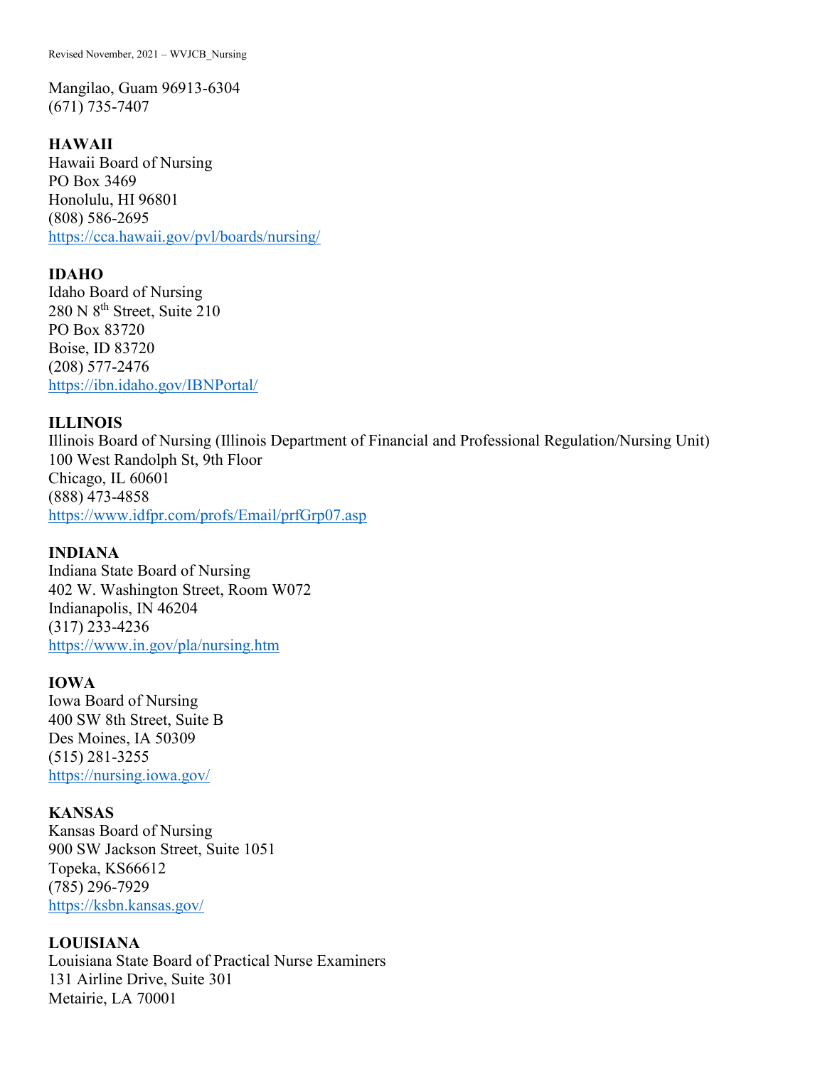Mangilao, Guam 96913-6304  
(671) 735-7407

**HAWAII**  
Hawaii Board of Nursing  
PO Box 3469  
Honolulu, HI 96801  
(808) 586-2695  
https://cca.hawaii.gov/pvl/boards/nursing/

**IDAHO**  
Idaho Board of Nursing  
280 N 8th Street, Suite 210  
PO Box 83720  
Boise, ID 83720  
(208) 577-2476  
https://ibn.idaho.gov/IBNPortal/

**ILLINOIS**  
Illinois Board of Nursing (Illinois Department of Financial and Professional Regulation/Nursing Unit)  
100 West Randolph St, 9th Floor  
Chicago, IL 60601  
(888) 473-4858  
https://www.idfpr.com/profs/Email/prfGrp07.asp

**INDIANA**  
Indiana State Board of Nursing  
402 W. Washington Street, Room W072  
Indianapolis, IN 46204  
(317) 233-4236  
https://www.in.gov/pla/nursing.htm

**IOWA**  
Iowa Board of Nursing  
400 SW 8th Street, Suite B  
Des Moines, IA 50309  
(515) 281-3255  
https://nursing.iowa.gov/

**KANSAS**  
Kansas Board of Nursing  
900 SW Jackson Street, Suite 1051  
Topeka, KS66612  
(785) 296-7929  
https://ksbn.kansas.gov/

**LOUISIANA**  
Louisiana State Board of Practical Nurse Examiners  
131 Airline Drive, Suite 301  
Metairie, LA 70001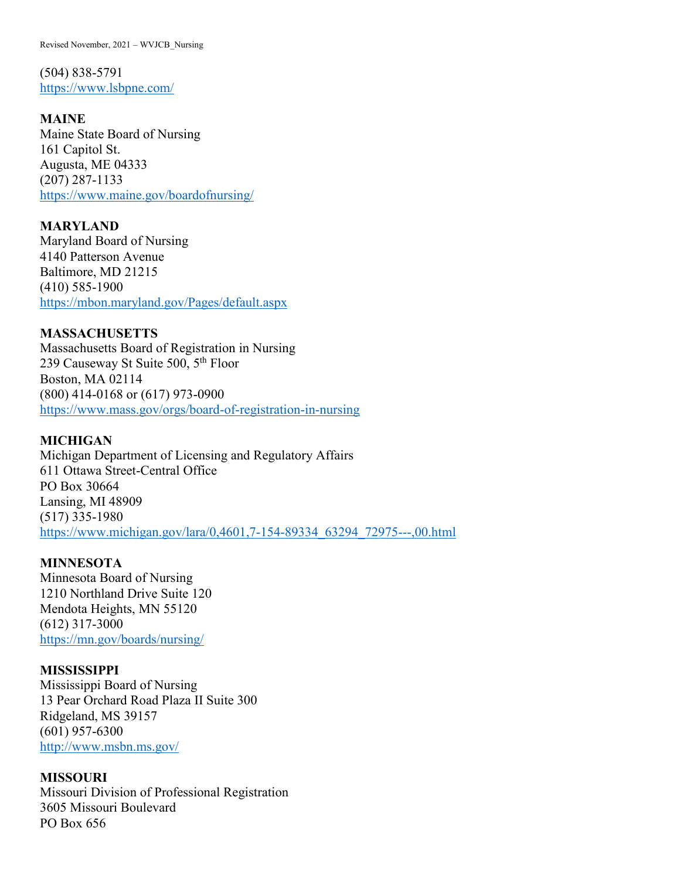(504) 838-5791
https://www.lsbpne.com/

**MAINE**
Maine State Board of Nursing
161 Capitol St.
Augusta, ME 04333
(207) 287-1133
https://www.maine.gov/boardofnursing/

**MARYLAND**
Maryland Board of Nursing
4140 Patterson Avenue
Baltimore, MD 21215
(410) 585-1900
https://mbon.maryland.gov/Pages/default.aspx

**MASSACHUSETTS**
Massachusetts Board of Registration in Nursing
239 Causeway St Suite 500, 5th Floor
Boston, MA 02114
(800) 414-0168 or (617) 973-0900
https://www.mass.gov/orgs/board-of-registration-in-nursing

**MICHIGAN**
Michigan Department of Licensing and Regulatory Affairs
611 Ottawa Street-Central Office
PO Box 30664
Lansing, MI 48909
(517) 335-1980
https://www.michigan.gov/lara/0,4601,7-154-89334_63294_72975---,00.html

**MINNESOTA**
Minnesota Board of Nursing
1210 Northland Drive Suite 120
Mendota Heights, MN 55120
(612) 317-3000
https://mn.gov/boards/nursing/

**MISSISSIPPI**
Mississippi Board of Nursing
13 Pear Orchard Road Plaza II Suite 300
Ridgeland, MS 39157
(601) 957-6300
http://www.msbn.ms.gov/

**MISSOURI**
Missouri Division of Professional Registration
3605 Missouri Boulevard
PO Box 656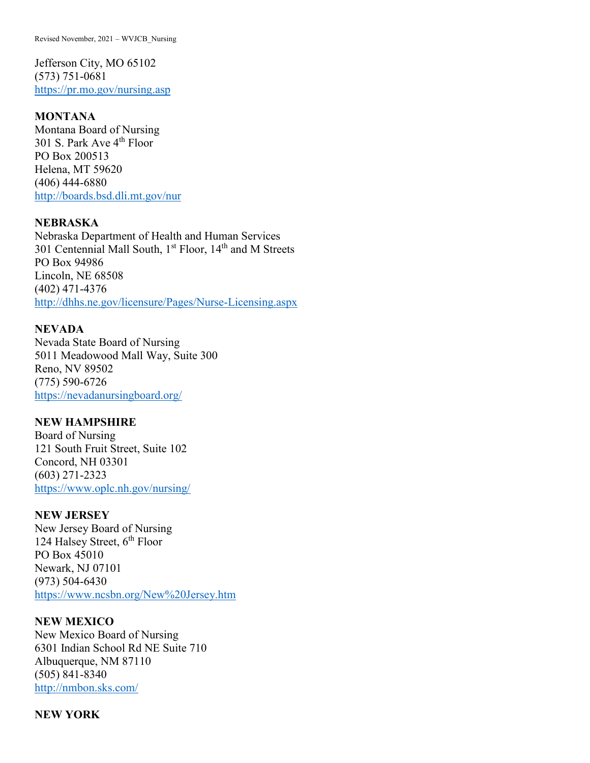Jefferson City, MO 65102
(573) 751-0681
https://pr.mo.gov/nursing.asp

**MONTANA**
Montana Board of Nursing
301 S. Park Ave 4th Floor
PO Box 200513
Helena, MT 59620
(406) 444-6880
http://boards.bsd.dli.mt.gov/nur

**NEBRASKA**
Nebraska Department of Health and Human Services
301 Centennial Mall South, 1st Floor, 14th and M Streets
PO Box 94986
Lincoln, NE 68508
(402) 471-4376
http://dhhs.ne.gov/licensure/Pages/Nurse-Licensing.aspx

**NEVADA**
Nevada State Board of Nursing
5011 Meadowood Mall Way, Suite 300
Reno, NV 89502
(775) 590-6726
https://nevadanursingboard.org/

**NEW HAMPSHIRE**
Board of Nursing
121 South Fruit Street, Suite 102
Concord, NH 03301
(603) 271-2323
https://www.oplc.nh.gov/nursing/

**NEW JERSEY**
New Jersey Board of Nursing
124 Halsey Street, 6th Floor
PO Box 45010
Newark, NJ 07101
(973) 504-6430
https://www.ncsbn.org/New%20Jersey.htm

**NEW MEXICO**
New Mexico Board of Nursing
6301 Indian School Rd NE Suite 710
Albuquerque, NM 87110
(505) 841-8340
http://nmbon.sks.com/

**NEW YORK**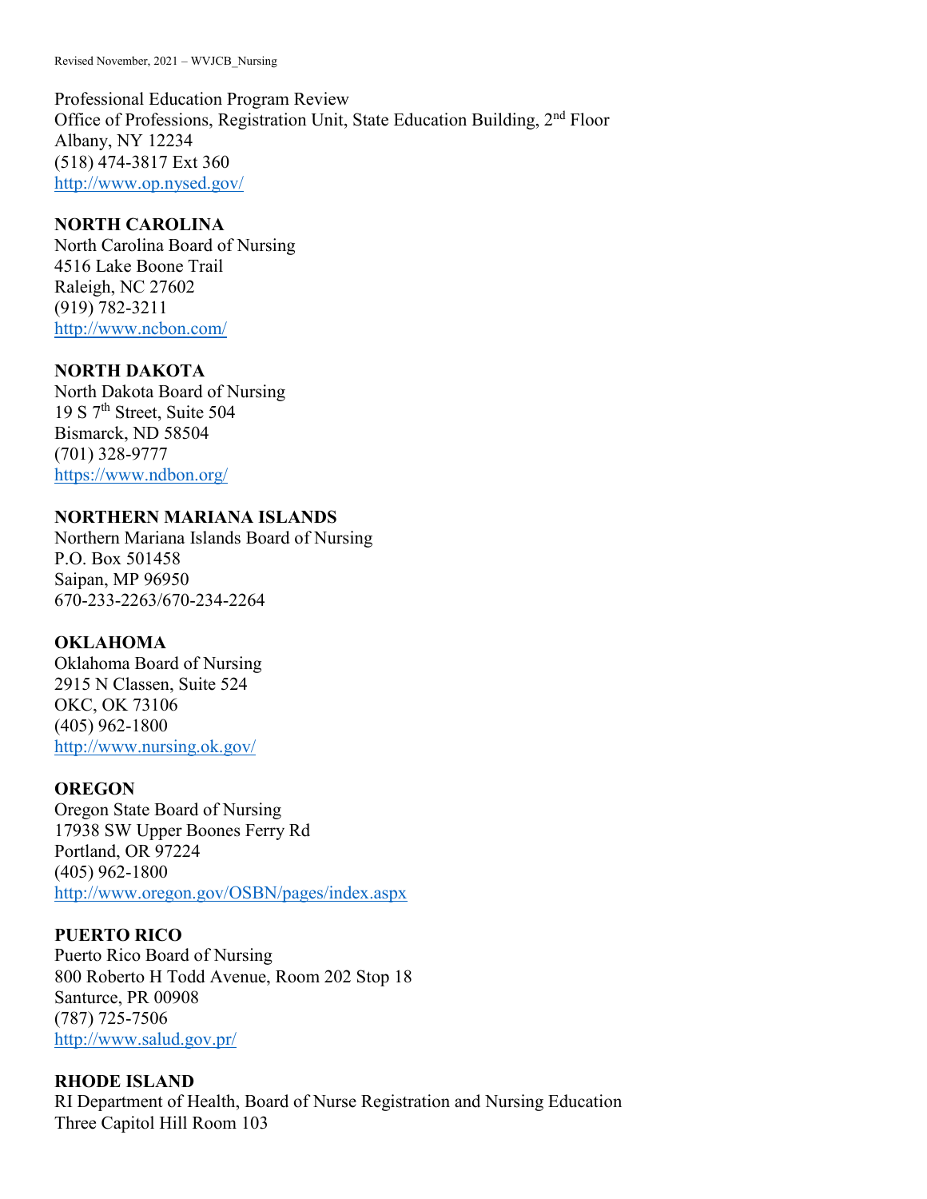Professional Education Program Review
Office of Professions, Registration Unit, State Education Building, 2nd Floor
Albany, NY 12234
(518) 474-3817 Ext 360
http://www.op.nysed.gov/

**NORTH CAROLINA**
North Carolina Board of Nursing
4516 Lake Boone Trail
Raleigh, NC 27602
(919) 782-3211
http://www.ncbon.com/

**NORTH DAKOTA**
North Dakota Board of Nursing
19 S 7th Street, Suite 504
Bismarck, ND 58504
(701) 328-9777
https://www.ndbon.org/

**NORTHERN MARIANA ISLANDS**
Northern Mariana Islands Board of Nursing
P.O. Box 501458
Saipan, MP 96950
670-233-2263/670-234-2264

**OKLAHOMA**
Oklahoma Board of Nursing
2915 N Classen, Suite 524
OKC, OK 73106
(405) 962-1800
http://www.nursing.ok.gov/

**OREGON**
Oregon State Board of Nursing
17938 SW Upper Boones Ferry Rd
Portland, OR 97224
(405) 962-1800
http://www.oregon.gov/OSBN/pages/index.aspx

**PUERTO RICO**
Puerto Rico Board of Nursing
800 Roberto H Todd Avenue, Room 202 Stop 18
Santurce, PR 00908
(787) 725-7506
http://www.salud.gov.pr/

**RHODE ISLAND**
RI Department of Health, Board of Nurse Registration and Nursing Education
Three Capitol Hill Room 103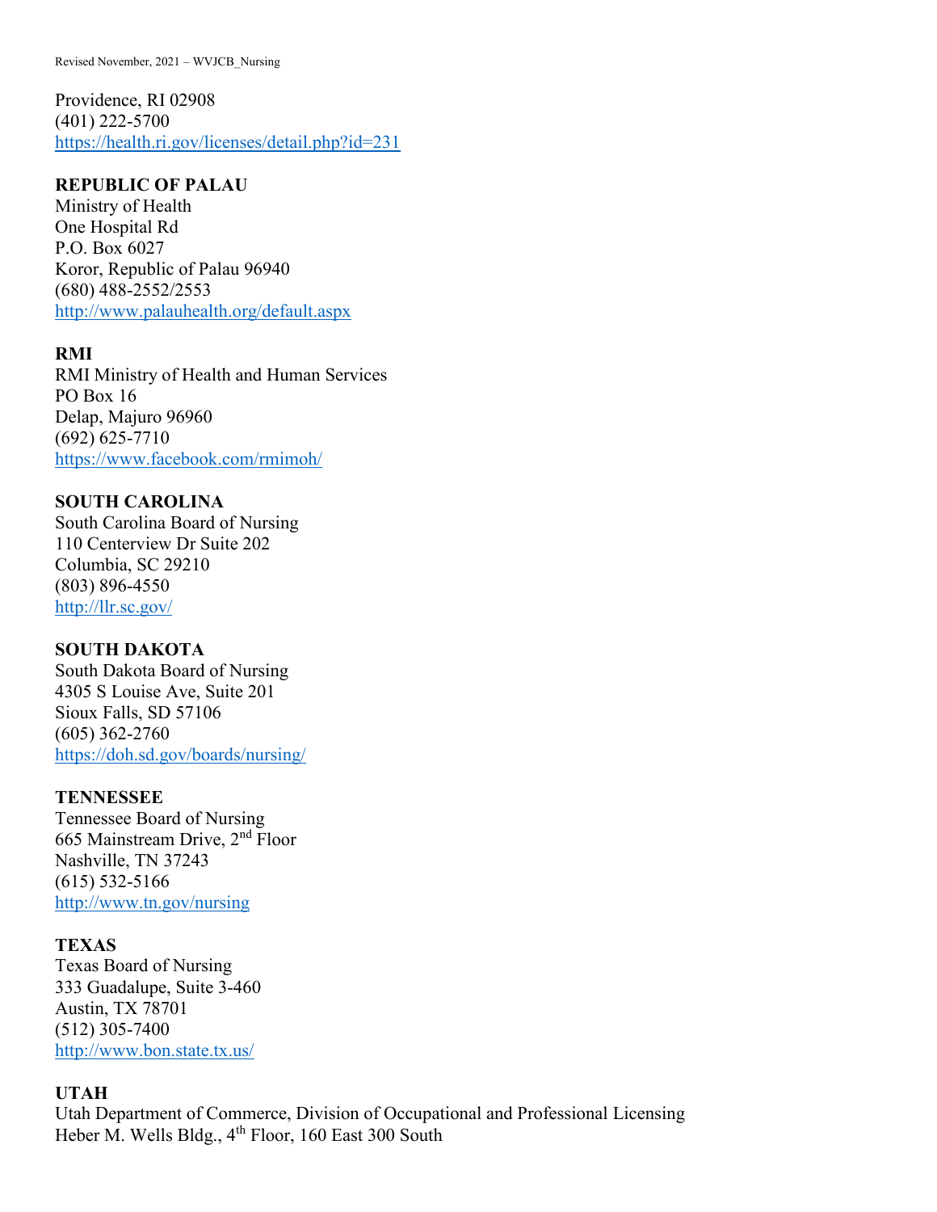Providence, RI 02908
(401) 222-5700
https://health.ri.gov/licenses/detail.php?id=231

**REPUBLIC OF PALAU**
Ministry of Health
One Hospital Rd
P.O. Box 6027
Koror, Republic of Palau 96940
(680) 488-2552/2553
http://www.palauhealth.org/default.aspx

**RMI**
RMI Ministry of Health and Human Services
PO Box 16
Delap, Majuro 96960
(692) 625-7710
https://www.facebook.com/rmimoh/

**SOUTH CAROLINA**
South Carolina Board of Nursing
110 Centerview Dr Suite 202
Columbia, SC 29210
(803) 896-4550
http://llr.sc.gov/

**SOUTH DAKOTA**
South Dakota Board of Nursing
4305 S Louise Ave, Suite 201
Sioux Falls, SD 57106
(605) 362-2760
https://doh.sd.gov/boards/nursing/

**TENNESSEE**
Tennessee Board of Nursing
665 Mainstream Drive, 2nd Floor
Nashville, TN 37243
(615) 532-5166
http://www.tn.gov/nursing

**TEXAS**
Texas Board of Nursing
333 Guadalupe, Suite 3-460
Austin, TX 78701
(512) 305-7400
http://www.bon.state.tx.us/

**UTAH**
Utah Department of Commerce, Division of Occupational and Professional Licensing
Heber M. Wells Bldg., 4th Floor, 160 East 300 South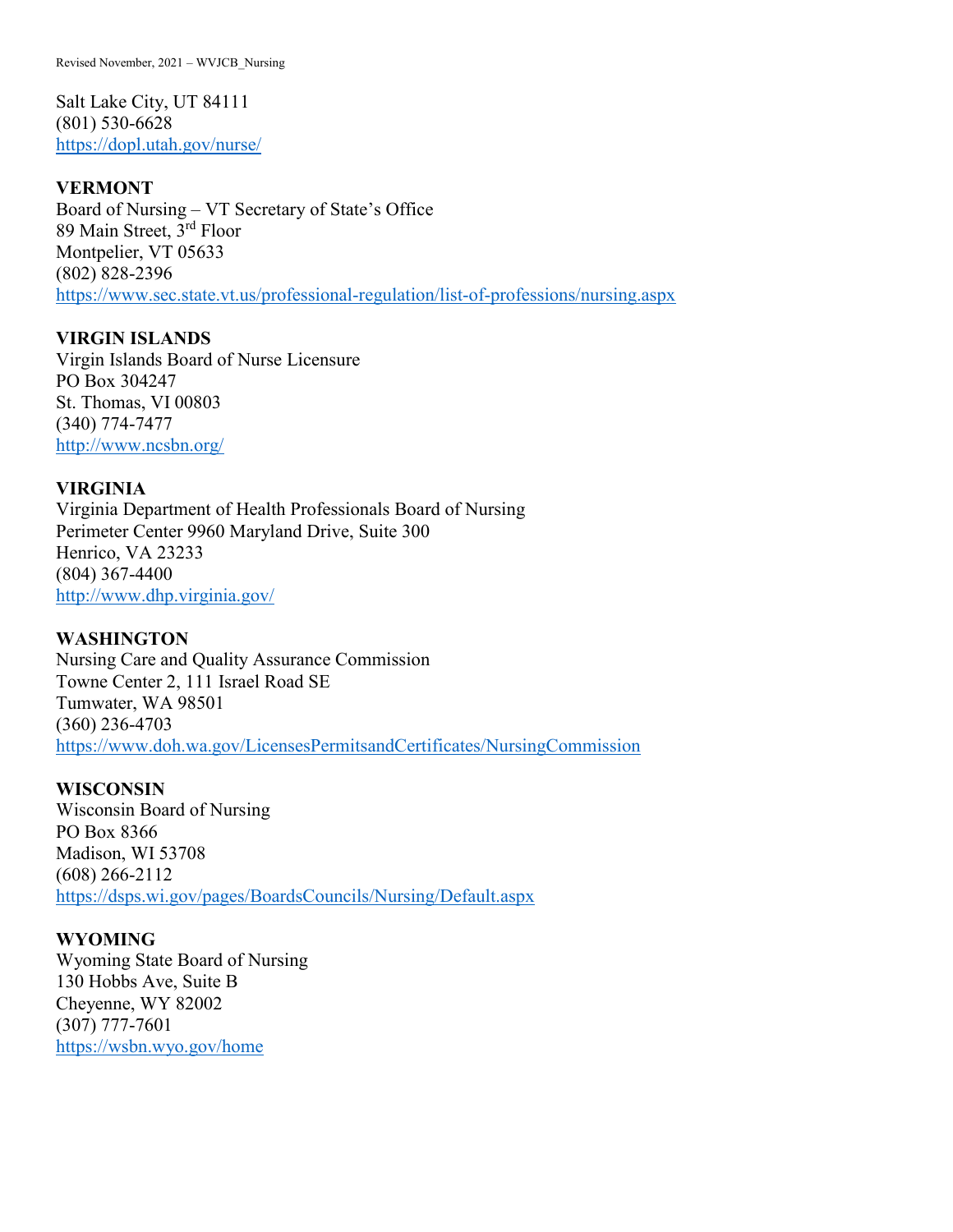Salt Lake City, UT 84111
(801) 530-6628
https://dopl.utah.gov/nurse/

**VERMONT**
Board of Nursing – VT Secretary of State's Office
89 Main Street, 3rd Floor
Montpelier, VT 05633
(802) 828-2396
https://www.sec.state.vt.us/professional-regulation/list-of-professions/nursing.aspx

**VIRGIN ISLANDS**
Virgin Islands Board of Nurse Licensure
PO Box 304247
St. Thomas, VI 00803
(340) 774-7477
http://www.ncsbn.org/

**VIRGINIA**
Virginia Department of Health Professionals Board of Nursing
Perimeter Center 9960 Maryland Drive, Suite 300
Henrico, VA 23233
(804) 367-4400
http://www.dhp.virginia.gov/

**WASHINGTON**
Nursing Care and Quality Assurance Commission
Towne Center 2, 111 Israel Road SE
Tumwater, WA 98501
(360) 236-4703
https://www.doh.wa.gov/LicensesPermitsandCertificates/NursingCommission

**WISCONSIN**
Wisconsin Board of Nursing
PO Box 8366
Madison, WI 53708
(608) 266-2112
https://dsps.wi.gov/pages/BoardsCouncils/Nursing/Default.aspx

**WYOMING**
Wyoming State Board of Nursing
130 Hobbs Ave, Suite B
Cheyenne, WY 82002
(307) 777-7601
https://wsbn.wyo.gov/home